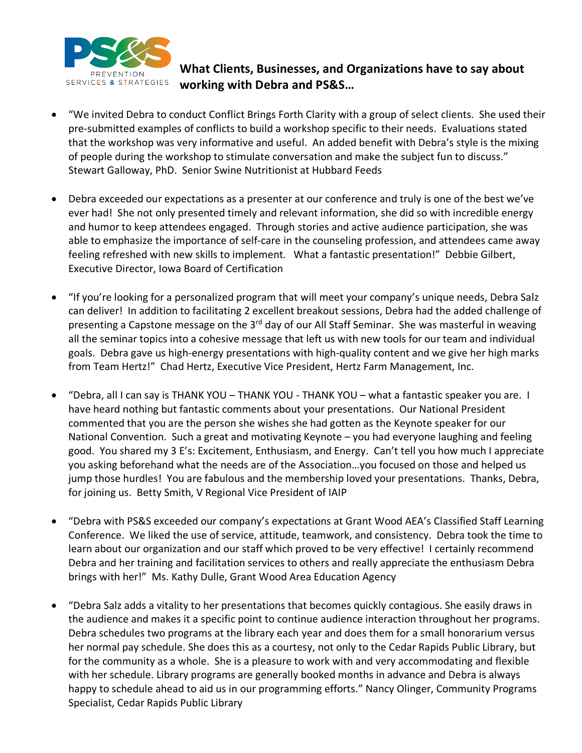PS&S PREVENTION SERVICES & STRATEGIES

**What Clients, Businesses, and Organizations have to say about working with Debra and PS&S…**

- "We invited Debra to conduct Conflict Brings Forth Clarity with a group of select clients. She used their pre-submitted examples of conflicts to build a workshop specific to their needs. Evaluations stated that the workshop was very informative and useful. An added benefit with Debra's style is the mixing of people during the workshop to stimulate conversation and make the subject fun to discuss." Stewart Galloway, PhD. Senior Swine Nutritionist at Hubbard Feeds

- Debra exceeded our expectations as a presenter at our conference and truly is one of the best we've ever had! She not only presented timely and relevant information, she did so with incredible energy and humor to keep attendees engaged. Through stories and active audience participation, she was able to emphasize the importance of self-care in the counseling profession, and attendees came away feeling refreshed with new skills to implement. What a fantastic presentation!" Debbie Gilbert, Executive Director, Iowa Board of Certification

- "If you're looking for a personalized program that will meet your company's unique needs, Debra Salz can deliver! In addition to facilitating 2 excellent breakout sessions, Debra had the added challenge of presenting a Capstone message on the 3rd day of our All Staff Seminar. She was masterful in weaving all the seminar topics into a cohesive message that left us with new tools for our team and individual goals. Debra gave us high-energy presentations with high-quality content and we give her high marks from Team Hertz!" Chad Hertz, Executive Vice President, Hertz Farm Management, Inc.

- "Debra, all I can say is THANK YOU – THANK YOU - THANK YOU – what a fantastic speaker you are. I have heard nothing but fantastic comments about your presentations. Our National President commented that you are the person she wishes she had gotten as the Keynote speaker for our National Convention. Such a great and motivating Keynote – you had everyone laughing and feeling good. You shared my 3 E's: Excitement, Enthusiasm, and Energy. Can't tell you how much I appreciate you asking beforehand what the needs are of the Association…you focused on those and helped us jump those hurdles! You are fabulous and the membership loved your presentations. Thanks, Debra, for joining us. Betty Smith, V Regional Vice President of IAIP

- "Debra with PS&S exceeded our company's expectations at Grant Wood AEA's Classified Staff Learning Conference. We liked the use of service, attitude, teamwork, and consistency. Debra took the time to learn about our organization and our staff which proved to be very effective! I certainly recommend Debra and her training and facilitation services to others and really appreciate the enthusiasm Debra brings with her!" Ms. Kathy Dulle, Grant Wood Area Education Agency

- "Debra Salz adds a vitality to her presentations that becomes quickly contagious. She easily draws in the audience and makes it a specific point to continue audience interaction throughout her programs. Debra schedules two programs at the library each year and does them for a small honorarium versus her normal pay schedule. She does this as a courtesy, not only to the Cedar Rapids Public Library, but for the community as a whole. She is a pleasure to work with and very accommodating and flexible with her schedule. Library programs are generally booked months in advance and Debra is always happy to schedule ahead to aid us in our programming efforts." Nancy Olinger, Community Programs Specialist, Cedar Rapids Public Library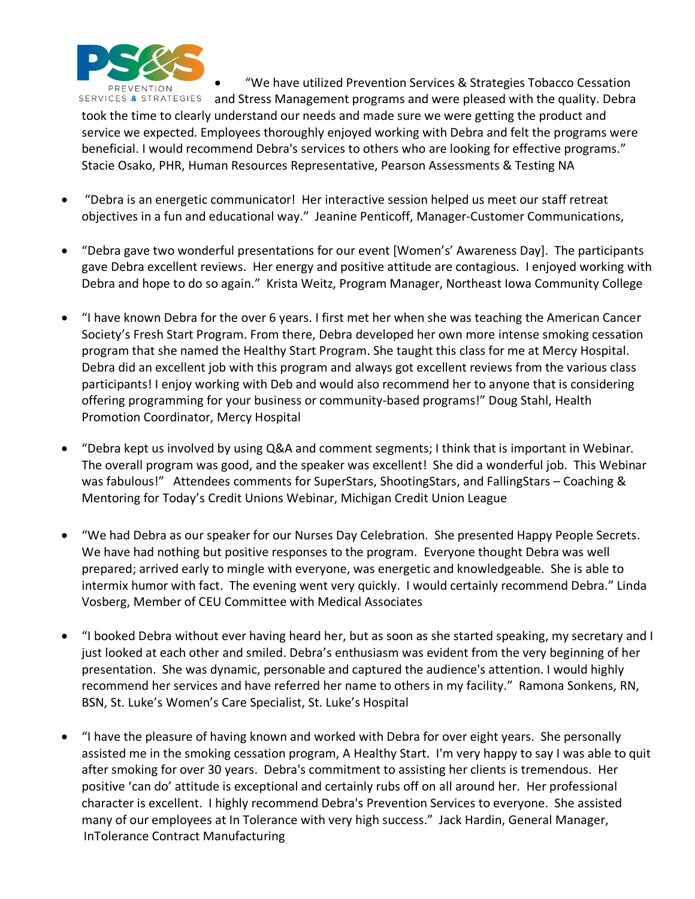- "We have utilized Prevention Services & Strategies Tobacco Cessation and Stress Management programs and were pleased with the quality. Debra took the time to clearly understand our needs and made sure we were getting the product and service we expected. Employees thoroughly enjoyed working with Debra and felt the programs were beneficial. I would recommend Debra's services to others who are looking for effective programs." Stacie Osako, PHR, Human Resources Representative, Pearson Assessments & Testing NA

- "Debra is an energetic communicator! Her interactive session helped us meet our staff retreat objectives in a fun and educational way." Jeanine Penticoff, Manager-Customer Communications,

- "Debra gave two wonderful presentations for our event [Women's' Awareness Day]. The participants gave Debra excellent reviews. Her energy and positive attitude are contagious. I enjoyed working with Debra and hope to do so again." Krista Weitz, Program Manager, Northeast Iowa Community College

- "I have known Debra for the over 6 years. I first met her when she was teaching the American Cancer Society's Fresh Start Program. From there, Debra developed her own more intense smoking cessation program that she named the Healthy Start Program. She taught this class for me at Mercy Hospital. Debra did an excellent job with this program and always got excellent reviews from the various class participants! I enjoy working with Deb and would also recommend her to anyone that is considering offering programming for your business or community-based programs!" Doug Stahl, Health Promotion Coordinator, Mercy Hospital

- "Debra kept us involved by using Q&A and comment segments; I think that is important in Webinar. The overall program was good, and the speaker was excellent! She did a wonderful job. This Webinar was fabulous!" Attendees comments for SuperStars, ShootingStars, and FallingStars – Coaching & Mentoring for Today's Credit Unions Webinar, Michigan Credit Union League

- "We had Debra as our speaker for our Nurses Day Celebration. She presented Happy People Secrets. We have had nothing but positive responses to the program. Everyone thought Debra was well prepared; arrived early to mingle with everyone, was energetic and knowledgeable. She is able to intermix humor with fact. The evening went very quickly. I would certainly recommend Debra." Linda Vosberg, Member of CEU Committee with Medical Associates

- "I booked Debra without ever having heard her, but as soon as she started speaking, my secretary and I just looked at each other and smiled. Debra's enthusiasm was evident from the very beginning of her presentation. She was dynamic, personable and captured the audience's attention. I would highly recommend her services and have referred her name to others in my facility." Ramona Sonkens, RN, BSN, St. Luke's Women's Care Specialist, St. Luke's Hospital

- "I have the pleasure of having known and worked with Debra for over eight years. She personally assisted me in the smoking cessation program, A Healthy Start. I'm very happy to say I was able to quit after smoking for over 30 years. Debra's commitment to assisting her clients is tremendous. Her positive 'can do' attitude is exceptional and certainly rubs off on all around her. Her professional character is excellent. I highly recommend Debra's Prevention Services to everyone. She assisted many of our employees at In Tolerance with very high success." Jack Hardin, General Manager, InTolerance Contract Manufacturing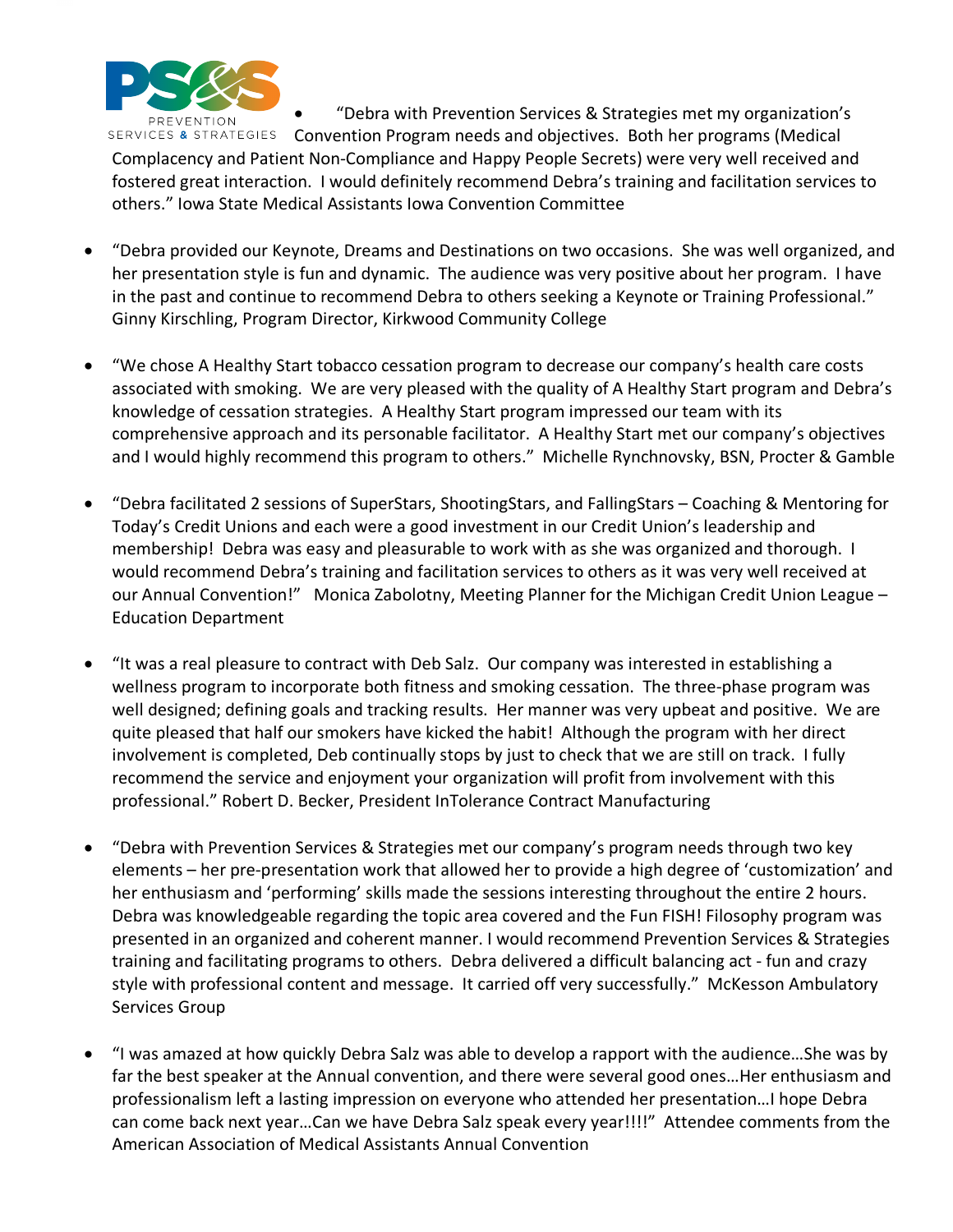- "Debra with Prevention Services & Strategies met my organization's Convention Program needs and objectives. Both her programs (Medical Complacency and Patient Non-Compliance and Happy People Secrets) were very well received and fostered great interaction. I would definitely recommend Debra's training and facilitation services to others." Iowa State Medical Assistants Iowa Convention Committee

- "Debra provided our Keynote, Dreams and Destinations on two occasions. She was well organized, and her presentation style is fun and dynamic. The audience was very positive about her program. I have in the past and continue to recommend Debra to others seeking a Keynote or Training Professional." Ginny Kirschling, Program Director, Kirkwood Community College

- "We chose A Healthy Start tobacco cessation program to decrease our company's health care costs associated with smoking. We are very pleased with the quality of A Healthy Start program and Debra's knowledge of cessation strategies. A Healthy Start program impressed our team with its comprehensive approach and its personable facilitator. A Healthy Start met our company's objectives and I would highly recommend this program to others." Michelle Rynchnovsky, BSN, Procter & Gamble

- "Debra facilitated 2 sessions of SuperStars, ShootingStars, and FallingStars – Coaching & Mentoring for Today's Credit Unions and each were a good investment in our Credit Union's leadership and membership! Debra was easy and pleasurable to work with as she was organized and thorough. I would recommend Debra's training and facilitation services to others as it was very well received at our Annual Convention!" Monica Zabolotny, Meeting Planner for the Michigan Credit Union League – Education Department

- "It was a real pleasure to contract with Deb Salz. Our company was interested in establishing a wellness program to incorporate both fitness and smoking cessation. The three-phase program was well designed; defining goals and tracking results. Her manner was very upbeat and positive. We are quite pleased that half our smokers have kicked the habit! Although the program with her direct involvement is completed, Deb continually stops by just to check that we are still on track. I fully recommend the service and enjoyment your organization will profit from involvement with this professional." Robert D. Becker, President InTolerance Contract Manufacturing

- "Debra with Prevention Services & Strategies met our company's program needs through two key elements – her pre-presentation work that allowed her to provide a high degree of 'customization' and her enthusiasm and 'performing' skills made the sessions interesting throughout the entire 2 hours. Debra was knowledgeable regarding the topic area covered and the Fun FISH! Filosophy program was presented in an organized and coherent manner. I would recommend Prevention Services & Strategies training and facilitating programs to others. Debra delivered a difficult balancing act - fun and crazy style with professional content and message. It carried off very successfully." McKesson Ambulatory Services Group

- "I was amazed at how quickly Debra Salz was able to develop a rapport with the audience…She was by far the best speaker at the Annual convention, and there were several good ones…Her enthusiasm and professionalism left a lasting impression on everyone who attended her presentation…I hope Debra can come back next year…Can we have Debra Salz speak every year!!!!" Attendee comments from the American Association of Medical Assistants Annual Convention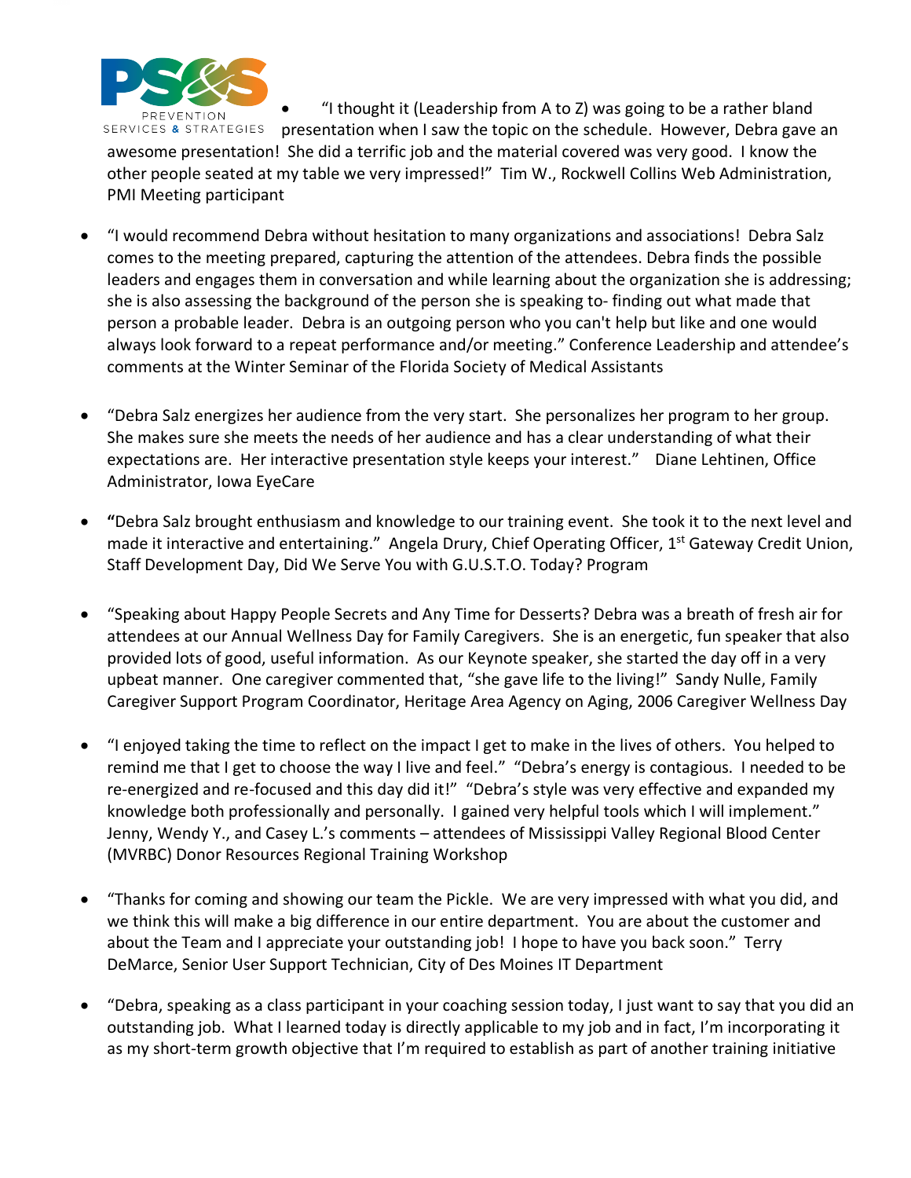- "I thought it (Leadership from A to Z) was going to be a rather bland presentation when I saw the topic on the schedule. However, Debra gave an awesome presentation! She did a terrific job and the material covered was very good. I know the other people seated at my table we very impressed!" Tim W., Rockwell Collins Web Administration, PMI Meeting participant

- "I would recommend Debra without hesitation to many organizations and associations! Debra Salz comes to the meeting prepared, capturing the attention of the attendees. Debra finds the possible leaders and engages them in conversation and while learning about the organization she is addressing; she is also assessing the background of the person she is speaking to- finding out what made that person a probable leader. Debra is an outgoing person who you can't help but like and one would always look forward to a repeat performance and/or meeting." Conference Leadership and attendee's comments at the Winter Seminar of the Florida Society of Medical Assistants

- "Debra Salz energizes her audience from the very start. She personalizes her program to her group. She makes sure she meets the needs of her audience and has a clear understanding of what their expectations are. Her interactive presentation style keeps your interest." Diane Lehtinen, Office Administrator, Iowa EyeCare

- "Debra Salz brought enthusiasm and knowledge to our training event. She took it to the next level and made it interactive and entertaining." Angela Drury, Chief Operating Officer, 1st Gateway Credit Union, Staff Development Day, Did We Serve You with G.U.S.T.O. Today? Program

- "Speaking about Happy People Secrets and Any Time for Desserts? Debra was a breath of fresh air for attendees at our Annual Wellness Day for Family Caregivers. She is an energetic, fun speaker that also provided lots of good, useful information. As our Keynote speaker, she started the day off in a very upbeat manner. One caregiver commented that, "she gave life to the living!" Sandy Nulle, Family Caregiver Support Program Coordinator, Heritage Area Agency on Aging, 2006 Caregiver Wellness Day

- "I enjoyed taking the time to reflect on the impact I get to make in the lives of others. You helped to remind me that I get to choose the way I live and feel." "Debra's energy is contagious. I needed to be re-energized and re-focused and this day did it!" "Debra's style was very effective and expanded my knowledge both professionally and personally. I gained very helpful tools which I will implement." Jenny, Wendy Y., and Casey L.'s comments – attendees of Mississippi Valley Regional Blood Center (MVRBC) Donor Resources Regional Training Workshop

- "Thanks for coming and showing our team the Pickle. We are very impressed with what you did, and we think this will make a big difference in our entire department. You are about the customer and about the Team and I appreciate your outstanding job! I hope to have you back soon." Terry DeMarce, Senior User Support Technician, City of Des Moines IT Department

- "Debra, speaking as a class participant in your coaching session today, I just want to say that you did an outstanding job. What I learned today is directly applicable to my job and in fact, I'm incorporating it as my short-term growth objective that I'm required to establish as part of another training initiative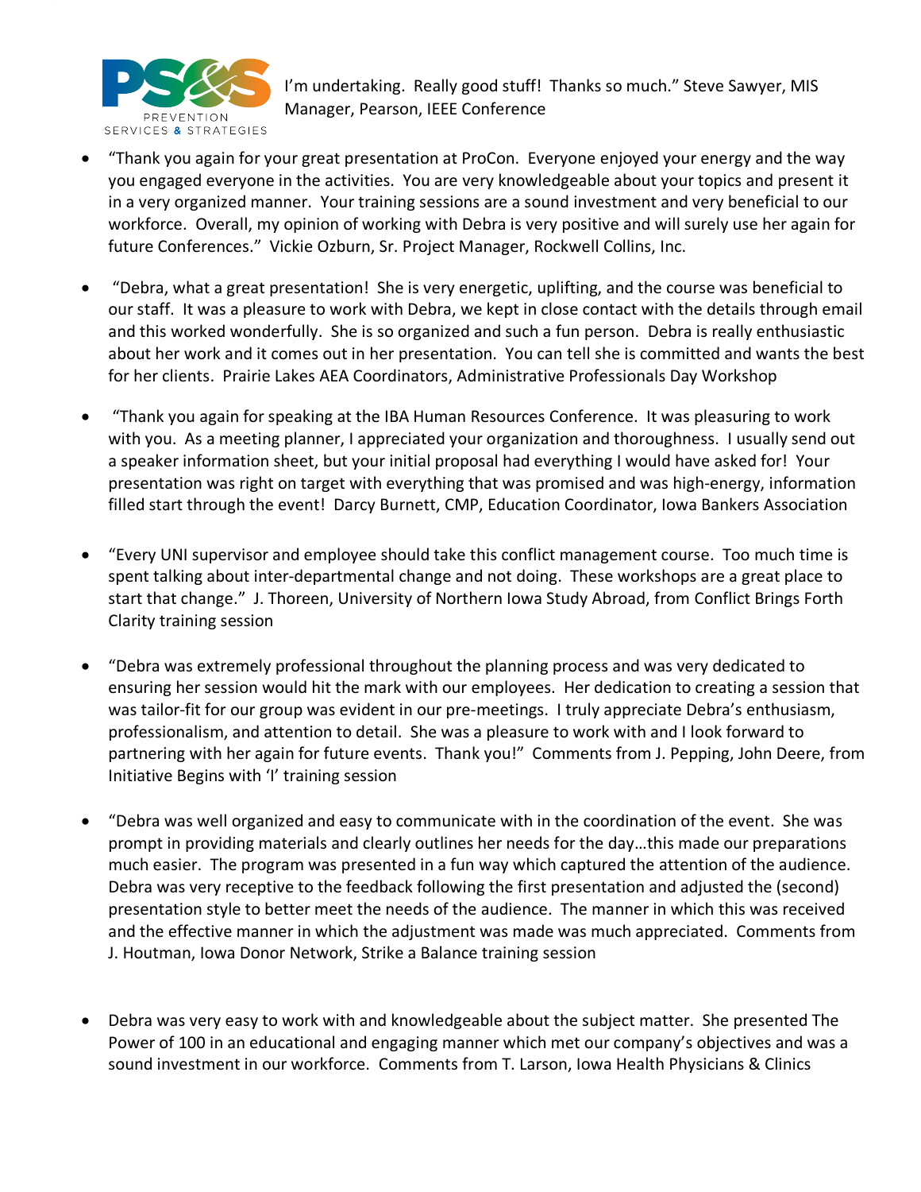I'm undertaking. Really good stuff! Thanks so much." Steve Sawyer, MIS Manager, Pearson, IEEE Conference

- "Thank you again for your great presentation at ProCon. Everyone enjoyed your energy and the way you engaged everyone in the activities. You are very knowledgeable about your topics and present it in a very organized manner. Your training sessions are a sound investment and very beneficial to our workforce. Overall, my opinion of working with Debra is very positive and will surely use her again for future Conferences." Vickie Ozburn, Sr. Project Manager, Rockwell Collins, Inc.

- "Debra, what a great presentation! She is very energetic, uplifting, and the course was beneficial to our staff. It was a pleasure to work with Debra, we kept in close contact with the details through email and this worked wonderfully. She is so organized and such a fun person. Debra is really enthusiastic about her work and it comes out in her presentation. You can tell she is committed and wants the best for her clients. Prairie Lakes AEA Coordinators, Administrative Professionals Day Workshop

- "Thank you again for speaking at the IBA Human Resources Conference. It was pleasuring to work with you. As a meeting planner, I appreciated your organization and thoroughness. I usually send out a speaker information sheet, but your initial proposal had everything I would have asked for! Your presentation was right on target with everything that was promised and was high-energy, information filled start through the event! Darcy Burnett, CMP, Education Coordinator, Iowa Bankers Association

- "Every UNI supervisor and employee should take this conflict management course. Too much time is spent talking about inter-departmental change and not doing. These workshops are a great place to start that change." J. Thoreen, University of Northern Iowa Study Abroad, from Conflict Brings Forth Clarity training session

- "Debra was extremely professional throughout the planning process and was very dedicated to ensuring her session would hit the mark with our employees. Her dedication to creating a session that was tailor-fit for our group was evident in our pre-meetings. I truly appreciate Debra's enthusiasm, professionalism, and attention to detail. She was a pleasure to work with and I look forward to partnering with her again for future events. Thank you!" Comments from J. Pepping, John Deere, from Initiative Begins with 'I' training session

- "Debra was well organized and easy to communicate with in the coordination of the event. She was prompt in providing materials and clearly outlines her needs for the day…this made our preparations much easier. The program was presented in a fun way which captured the attention of the audience. Debra was very receptive to the feedback following the first presentation and adjusted the (second) presentation style to better meet the needs of the audience. The manner in which this was received and the effective manner in which the adjustment was made was much appreciated. Comments from J. Houtman, Iowa Donor Network, Strike a Balance training session

- Debra was very easy to work with and knowledgeable about the subject matter. She presented The Power of 100 in an educational and engaging manner which met our company's objectives and was a sound investment in our workforce. Comments from T. Larson, Iowa Health Physicians & Clinics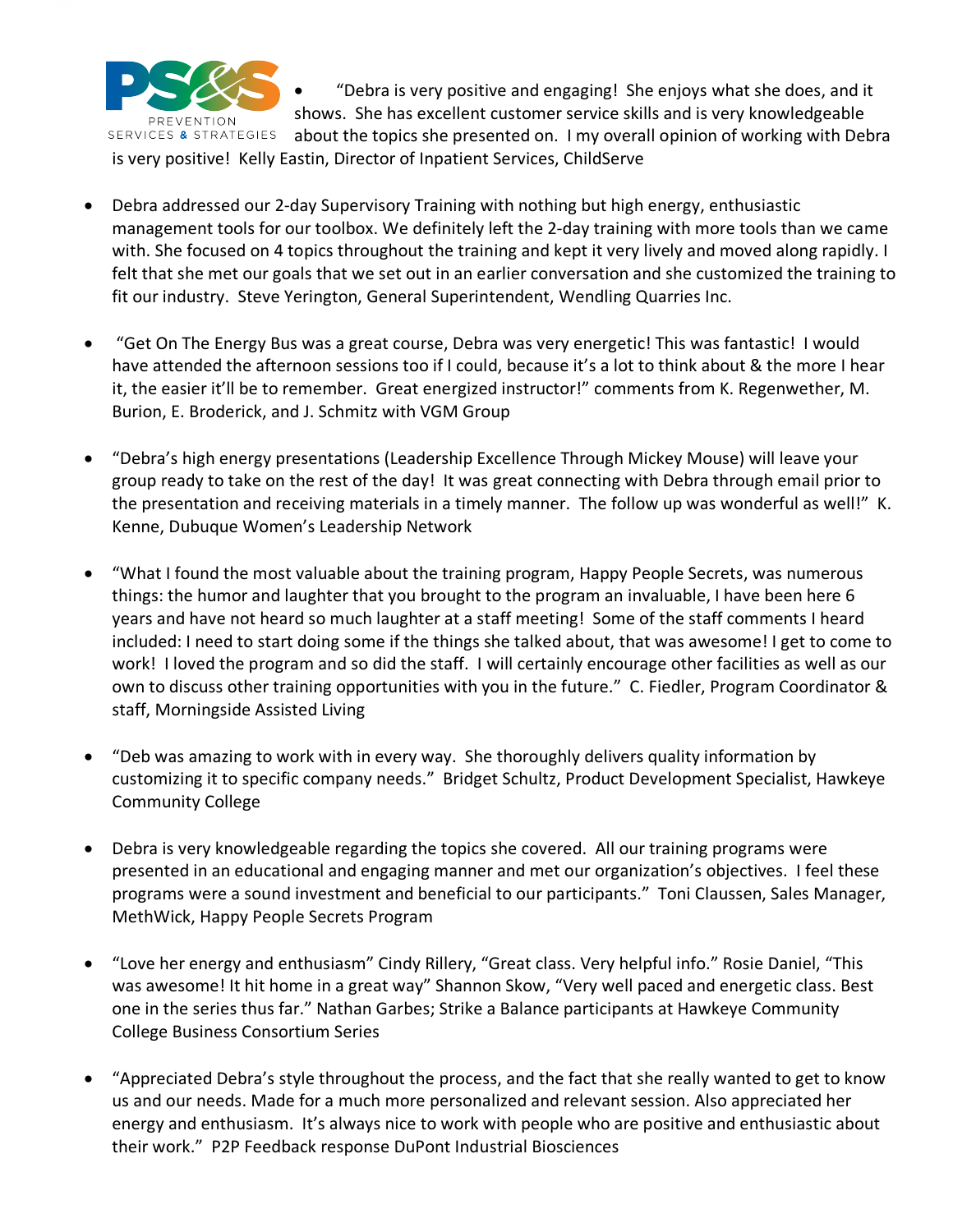- "Debra is very positive and engaging! She enjoys what she does, and it shows. She has excellent customer service skills and is very knowledgeable about the topics she presented on. I my overall opinion of working with Debra is very positive! Kelly Eastin, Director of Inpatient Services, ChildServe

- Debra addressed our 2-day Supervisory Training with nothing but high energy, enthusiastic management tools for our toolbox. We definitely left the 2-day training with more tools than we came with. She focused on 4 topics throughout the training and kept it very lively and moved along rapidly. I felt that she met our goals that we set out in an earlier conversation and she customized the training to fit our industry. Steve Yerington, General Superintendent, Wendling Quarries Inc.

- "Get On The Energy Bus was a great course, Debra was very energetic! This was fantastic! I would have attended the afternoon sessions too if I could, because it's a lot to think about & the more I hear it, the easier it'll be to remember. Great energized instructor!" comments from K. Regenwether, M. Burion, E. Broderick, and J. Schmitz with VGM Group

- "Debra's high energy presentations (Leadership Excellence Through Mickey Mouse) will leave your group ready to take on the rest of the day! It was great connecting with Debra through email prior to the presentation and receiving materials in a timely manner. The follow up was wonderful as well!" K. Kenne, Dubuque Women's Leadership Network

- "What I found the most valuable about the training program, Happy People Secrets, was numerous things: the humor and laughter that you brought to the program an invaluable, I have been here 6 years and have not heard so much laughter at a staff meeting! Some of the staff comments I heard included: I need to start doing some if the things she talked about, that was awesome! I get to come to work! I loved the program and so did the staff. I will certainly encourage other facilities as well as our own to discuss other training opportunities with you in the future." C. Fiedler, Program Coordinator & staff, Morningside Assisted Living

- "Deb was amazing to work with in every way. She thoroughly delivers quality information by customizing it to specific company needs." Bridget Schultz, Product Development Specialist, Hawkeye Community College

- Debra is very knowledgeable regarding the topics she covered. All our training programs were presented in an educational and engaging manner and met our organization's objectives. I feel these programs were a sound investment and beneficial to our participants." Toni Claussen, Sales Manager, MethWick, Happy People Secrets Program

- "Love her energy and enthusiasm" Cindy Rillery, "Great class. Very helpful info." Rosie Daniel, "This was awesome! It hit home in a great way" Shannon Skow, "Very well paced and energetic class. Best one in the series thus far." Nathan Garbes; Strike a Balance participants at Hawkeye Community College Business Consortium Series

- "Appreciated Debra's style throughout the process, and the fact that she really wanted to get to know us and our needs. Made for a much more personalized and relevant session. Also appreciated her energy and enthusiasm. It's always nice to work with people who are positive and enthusiastic about their work." P2P Feedback response DuPont Industrial Biosciences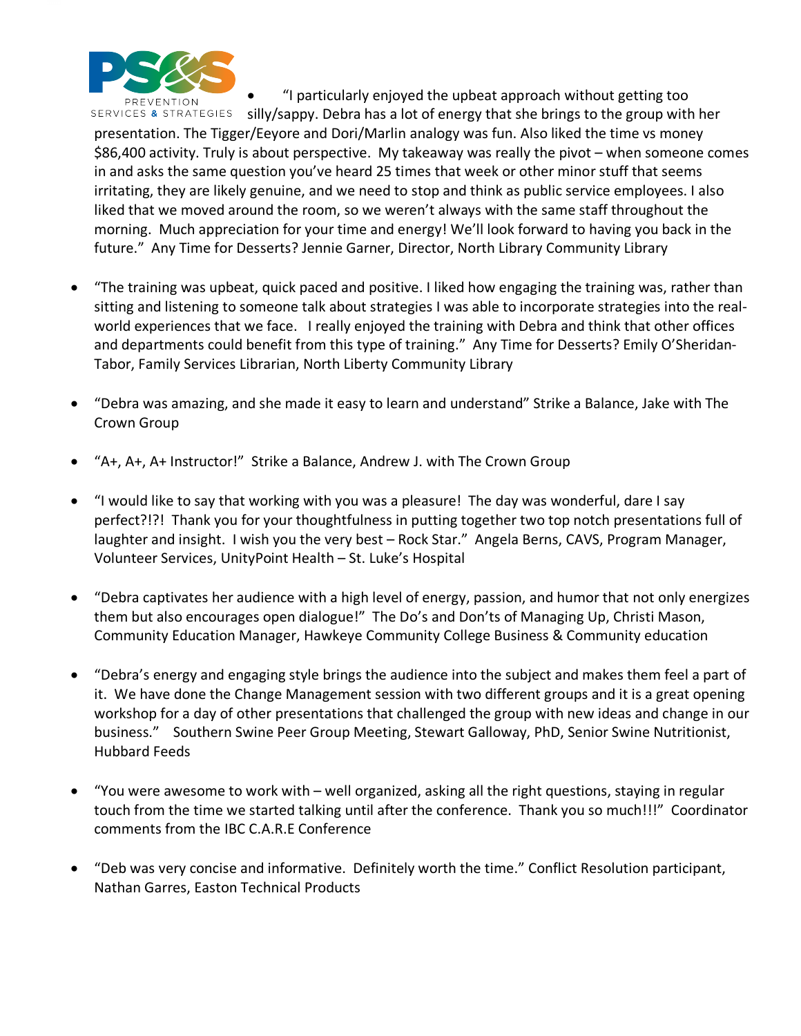- "I particularly enjoyed the upbeat approach without getting too silly/sappy. Debra has a lot of energy that she brings to the group with her presentation. The Tigger/Eeyore and Dori/Marlin analogy was fun. Also liked the time vs money $86,400 activity. Truly is about perspective. My takeaway was really the pivot – when someone comes in and asks the same question you've heard 25 times that week or other minor stuff that seems irritating, they are likely genuine, and we need to stop and think as public service employees. I also liked that we moved around the room, so we weren't always with the same staff throughout the morning. Much appreciation for your time and energy! We'll look forward to having you back in the future." Any Time for Desserts? Jennie Garner, Director, North Library Community Library

- "The training was upbeat, quick paced and positive. I liked how engaging the training was, rather than sitting and listening to someone talk about strategies I was able to incorporate strategies into the real-world experiences that we face. I really enjoyed the training with Debra and think that other offices and departments could benefit from this type of training." Any Time for Desserts? Emily O'Sheridan-Tabor, Family Services Librarian, North Liberty Community Library

- "Debra was amazing, and she made it easy to learn and understand" Strike a Balance, Jake with The Crown Group

- "A+, A+, A+ Instructor!" Strike a Balance, Andrew J. with The Crown Group

- "I would like to say that working with you was a pleasure! The day was wonderful, dare I say perfect?!?! Thank you for your thoughtfulness in putting together two top notch presentations full of laughter and insight. I wish you the very best – Rock Star." Angela Berns, CAVS, Program Manager, Volunteer Services, UnityPoint Health – St. Luke's Hospital

- "Debra captivates her audience with a high level of energy, passion, and humor that not only energizes them but also encourages open dialogue!" The Do's and Don'ts of Managing Up, Christi Mason, Community Education Manager, Hawkeye Community College Business & Community education

- "Debra's energy and engaging style brings the audience into the subject and makes them feel a part of it. We have done the Change Management session with two different groups and it is a great opening workshop for a day of other presentations that challenged the group with new ideas and change in our business." Southern Swine Peer Group Meeting, Stewart Galloway, PhD, Senior Swine Nutritionist, Hubbard Feeds

- "You were awesome to work with – well organized, asking all the right questions, staying in regular touch from the time we started talking until after the conference. Thank you so much!!!" Coordinator comments from the IBC C.A.R.E Conference

- "Deb was very concise and informative. Definitely worth the time." Conflict Resolution participant, Nathan Garres, Easton Technical Products